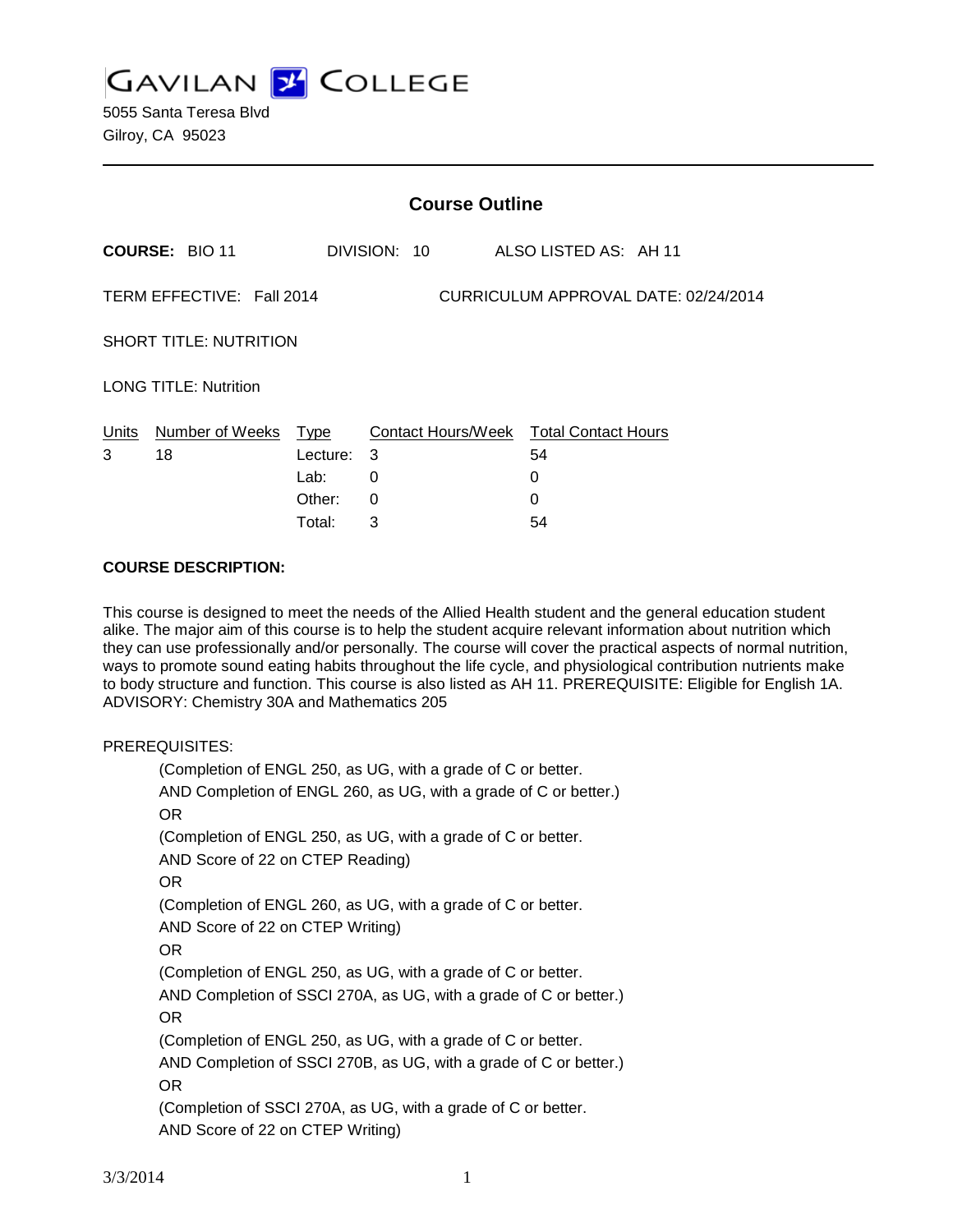GAVILAN COLLEGE

5055 Santa Teresa Blvd
Gilroy, CA 95023

## Course Outline

**COURSE:** BIO 11 DIVISION: 10 ALSO LISTED AS: AH 11

TERM EFFECTIVE: Fall 2014 CURRICULUM APPROVAL DATE: 02/24/2014

SHORT TITLE: NUTRITION

LONG TITLE: Nutrition

| Units | Number of Weeks | Type | Contact Hours/Week | Total Contact Hours |
|---|---|---|---|---|
| 3 | 18 | Lecture: | 3 | 54 |
| | | Lab: | 0 | 0 |
| | | Other: | 0 | 0 |
| | | Total: | 3 | 54 |

**COURSE DESCRIPTION:**

This course is designed to meet the needs of the Allied Health student and the general education student alike. The major aim of this course is to help the student acquire relevant information about nutrition which they can use professionally and/or personally. The course will cover the practical aspects of normal nutrition, ways to promote sound eating habits throughout the life cycle, and physiological contribution nutrients make to body structure and function. This course is also listed as AH 11. PREREQUISITE: Eligible for English 1A. ADVISORY: Chemistry 30A and Mathematics 205

PREREQUISITES:

(Completion of ENGL 250, as UG, with a grade of C or better.
AND Completion of ENGL 260, as UG, with a grade of C or better.)
OR
(Completion of ENGL 250, as UG, with a grade of C or better.
AND Score of 22 on CTEP Reading)
OR
(Completion of ENGL 260, as UG, with a grade of C or better.
AND Score of 22 on CTEP Writing)
OR
(Completion of ENGL 250, as UG, with a grade of C or better.
AND Completion of SSCI 270A, as UG, with a grade of C or better.)
OR
(Completion of ENGL 250, as UG, with a grade of C or better.
AND Completion of SSCI 270B, as UG, with a grade of C or better.)
OR
(Completion of SSCI 270A, as UG, with a grade of C or better.
AND Score of 22 on CTEP Writing)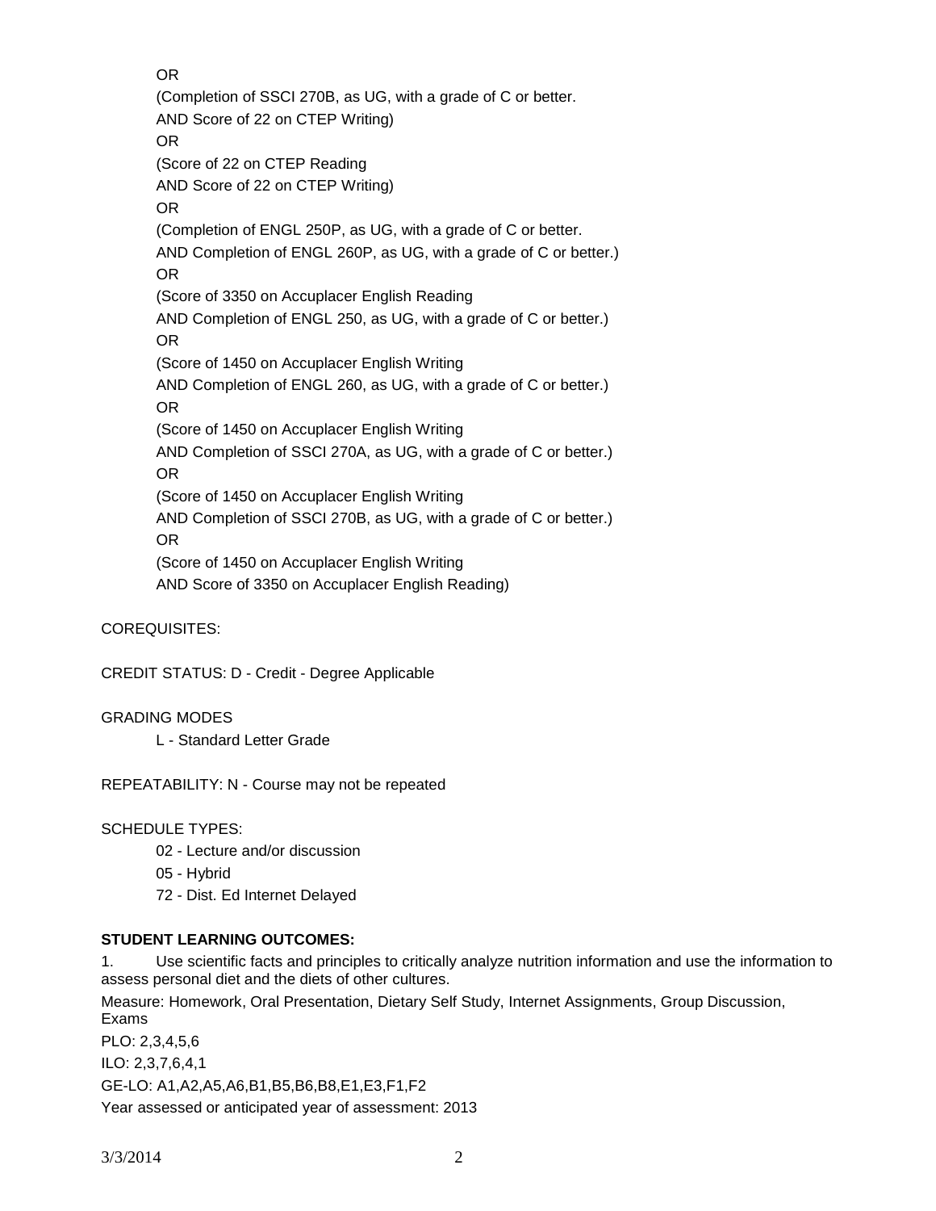OR

(Completion of SSCI 270B, as UG, with a grade of C or better.

AND Score of 22 on CTEP Writing)

OR

(Score of 22 on CTEP Reading

AND Score of 22 on CTEP Writing)

OR

(Completion of ENGL 250P, as UG, with a grade of C or better.

AND Completion of ENGL 260P, as UG, with a grade of C or better.)

OR

(Score of 3350 on Accuplacer English Reading

AND Completion of ENGL 250, as UG, with a grade of C or better.)

OR

(Score of 1450 on Accuplacer English Writing

AND Completion of ENGL 260, as UG, with a grade of C or better.)

OR

(Score of 1450 on Accuplacer English Writing

AND Completion of SSCI 270A, as UG, with a grade of C or better.)

OR

(Score of 1450 on Accuplacer English Writing

AND Completion of SSCI 270B, as UG, with a grade of C or better.)

OR

(Score of 1450 on Accuplacer English Writing

AND Score of 3350 on Accuplacer English Reading)

COREQUISITES:

CREDIT STATUS: D - Credit - Degree Applicable

GRADING MODES

L - Standard Letter Grade

REPEATABILITY: N - Course may not be repeated

SCHEDULE TYPES:

02 - Lecture and/or discussion

05 - Hybrid

72 - Dist. Ed Internet Delayed

**STUDENT LEARNING OUTCOMES:**

1. Use scientific facts and principles to critically analyze nutrition information and use the information to assess personal diet and the diets of other cultures.

Measure: Homework, Oral Presentation, Dietary Self Study, Internet Assignments, Group Discussion, Exams

PLO: 2,3,4,5,6

ILO: 2,3,7,6,4,1

GE-LO: A1,A2,A5,A6,B1,B5,B6,B8,E1,E3,F1,F2

Year assessed or anticipated year of assessment: 2013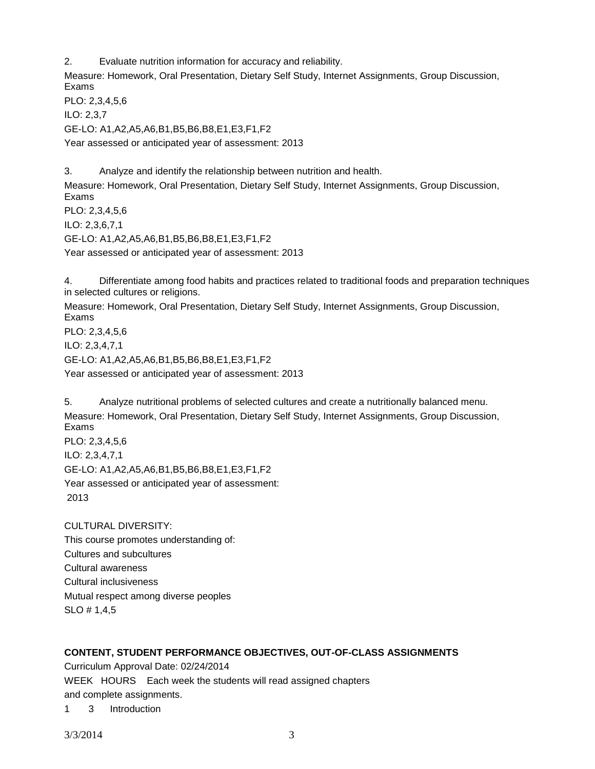2. Evaluate nutrition information for accuracy and reliability.

Measure: Homework, Oral Presentation, Dietary Self Study, Internet Assignments, Group Discussion, Exams

PLO: 2,3,4,5,6

ILO: 2,3,7

GE-LO: A1,A2,A5,A6,B1,B5,B6,B8,E1,E3,F1,F2

Year assessed or anticipated year of assessment: 2013

3. Analyze and identify the relationship between nutrition and health.

Measure: Homework, Oral Presentation, Dietary Self Study, Internet Assignments, Group Discussion, Exams

PLO: 2,3,4,5,6

ILO: 2,3,6,7,1

GE-LO: A1,A2,A5,A6,B1,B5,B6,B8,E1,E3,F1,F2

Year assessed or anticipated year of assessment: 2013

4. Differentiate among food habits and practices related to traditional foods and preparation techniques in selected cultures or religions.

Measure: Homework, Oral Presentation, Dietary Self Study, Internet Assignments, Group Discussion, Exams

PLO: 2,3,4,5,6

ILO: 2,3,4,7,1

GE-LO: A1,A2,A5,A6,B1,B5,B6,B8,E1,E3,F1,F2

Year assessed or anticipated year of assessment: 2013

5. Analyze nutritional problems of selected cultures and create a nutritionally balanced menu.

Measure: Homework, Oral Presentation, Dietary Self Study, Internet Assignments, Group Discussion, Exams

PLO: 2,3,4,5,6

ILO: 2,3,4,7,1

GE-LO: A1,A2,A5,A6,B1,B5,B6,B8,E1,E3,F1,F2

Year assessed or anticipated year of assessment:
2013

CULTURAL DIVERSITY:
This course promotes understanding of:
Cultures and subcultures
Cultural awareness
Cultural inclusiveness
Mutual respect among diverse peoples
SLO # 1,4,5

**CONTENT, STUDENT PERFORMANCE OBJECTIVES, OUT-OF-CLASS ASSIGNMENTS**

Curriculum Approval Date: 02/24/2014

WEEK HOURS Each week the students will read assigned chapters and complete assignments.

1 3 Introduction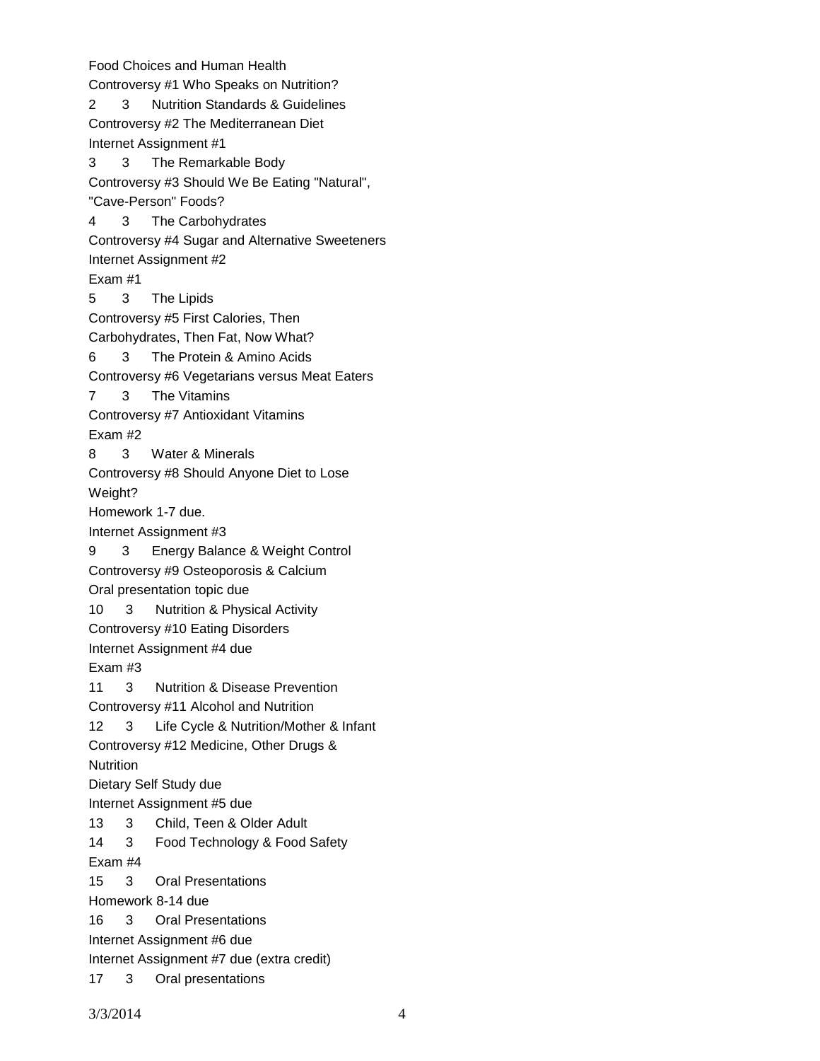Food Choices and Human Health

Controversy #1 Who Speaks on Nutrition?

2 3 Nutrition Standards & Guidelines

Controversy #2 The Mediterranean Diet

Internet Assignment #1

3 3 The Remarkable Body

Controversy #3 Should We Be Eating "Natural", "Cave-Person" Foods?

4 3 The Carbohydrates

Controversy #4 Sugar and Alternative Sweeteners

Internet Assignment #2

Exam #1

5 3 The Lipids

Controversy #5 First Calories, Then Carbohydrates, Then Fat, Now What?

6 3 The Protein & Amino Acids

Controversy #6 Vegetarians versus Meat Eaters

7 3 The Vitamins

Controversy #7 Antioxidant Vitamins

Exam #2

8 3 Water & Minerals

Controversy #8 Should Anyone Diet to Lose Weight?

Homework 1-7 due.

Internet Assignment #3

9 3 Energy Balance & Weight Control

Controversy #9 Osteoporosis & Calcium

Oral presentation topic due

10 3 Nutrition & Physical Activity

Controversy #10 Eating Disorders

Internet Assignment #4 due

Exam #3

11 3 Nutrition & Disease Prevention

Controversy #11 Alcohol and Nutrition

12 3 Life Cycle & Nutrition/Mother & Infant

Controversy #12 Medicine, Other Drugs & Nutrition

Dietary Self Study due

Internet Assignment #5 due

13 3 Child, Teen & Older Adult

14 3 Food Technology & Food Safety

Exam #4

15 3 Oral Presentations

Homework 8-14 due

16 3 Oral Presentations

Internet Assignment #6 due

Internet Assignment #7 due (extra credit)

17 3 Oral presentations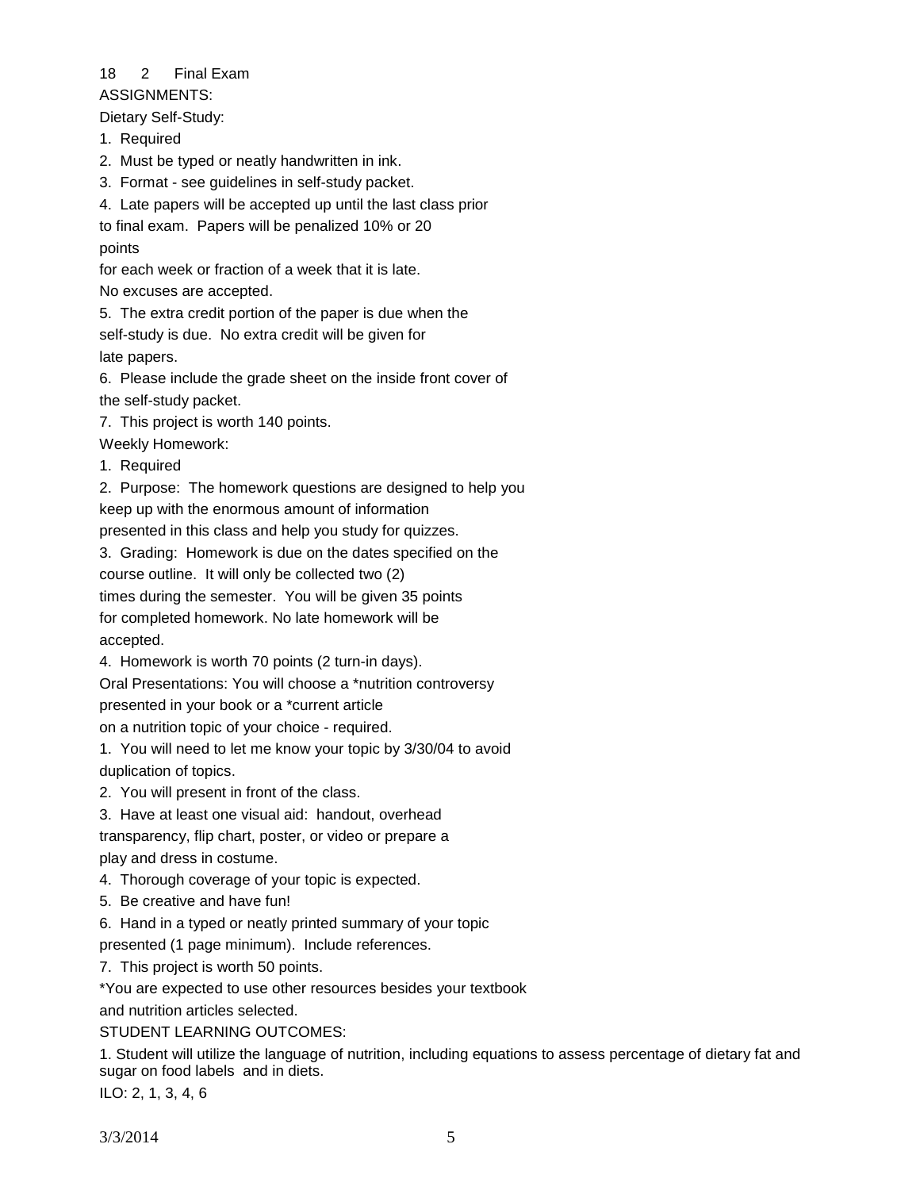18 2 Final Exam

ASSIGNMENTS:

Dietary Self-Study:

1. Required
2. Must be typed or neatly handwritten in ink.
3. Format - see guidelines in self-study packet.
4. Late papers will be accepted up until the last class prior to final exam. Papers will be penalized 10% or 20 points for each week or fraction of a week that it is late. No excuses are accepted.
5. The extra credit portion of the paper is due when the self-study is due. No extra credit will be given for late papers.
6. Please include the grade sheet on the inside front cover of the self-study packet.
7. This project is worth 140 points.

Weekly Homework:

1. Required
2. Purpose: The homework questions are designed to help you keep up with the enormous amount of information presented in this class and help you study for quizzes.
3. Grading: Homework is due on the dates specified on the course outline. It will only be collected two (2) times during the semester. You will be given 35 points for completed homework. No late homework will be accepted.
4. Homework is worth 70 points (2 turn-in days).

Oral Presentations: You will choose a *nutrition controversy presented in your book or a *current article on a nutrition topic of your choice - required.

1. You will need to let me know your topic by 3/30/04 to avoid duplication of topics.
2. You will present in front of the class.
3. Have at least one visual aid: handout, overhead transparency, flip chart, poster, or video or prepare a play and dress in costume.
4. Thorough coverage of your topic is expected.
5. Be creative and have fun!
6. Hand in a typed or neatly printed summary of your topic presented (1 page minimum). Include references.
7. This project is worth 50 points.

*You are expected to use other resources besides your textbook and nutrition articles selected.

STUDENT LEARNING OUTCOMES:

1. Student will utilize the language of nutrition, including equations to assess percentage of dietary fat and sugar on food labels and in diets.

ILO: 2, 1, 3, 4, 6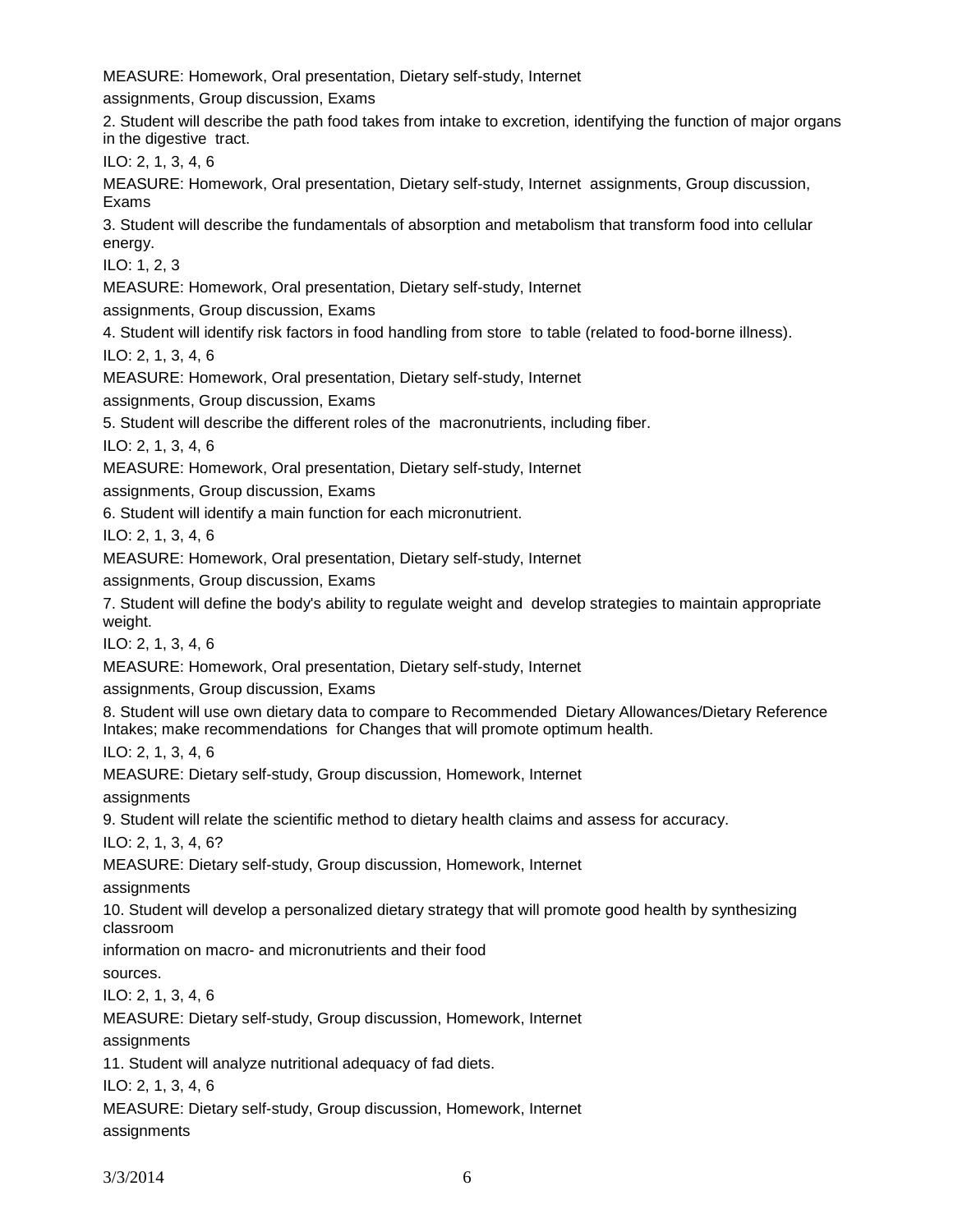MEASURE: Homework, Oral presentation, Dietary self-study, Internet assignments, Group discussion, Exams

2. Student will describe the path food takes from intake to excretion, identifying the function of major organs in the digestive tract.

ILO: 2, 1, 3, 4, 6

MEASURE: Homework, Oral presentation, Dietary self-study, Internet assignments, Group discussion, Exams

3. Student will describe the fundamentals of absorption and metabolism that transform food into cellular energy.

ILO: 1, 2, 3

MEASURE: Homework, Oral presentation, Dietary self-study, Internet assignments, Group discussion, Exams

4. Student will identify risk factors in food handling from store to table (related to food-borne illness).

ILO: 2, 1, 3, 4, 6

MEASURE: Homework, Oral presentation, Dietary self-study, Internet assignments, Group discussion, Exams

5. Student will describe the different roles of the macronutrients, including fiber.

ILO: 2, 1, 3, 4, 6

MEASURE: Homework, Oral presentation, Dietary self-study, Internet assignments, Group discussion, Exams

6. Student will identify a main function for each micronutrient.

ILO: 2, 1, 3, 4, 6

MEASURE: Homework, Oral presentation, Dietary self-study, Internet assignments, Group discussion, Exams

7. Student will define the body's ability to regulate weight and develop strategies to maintain appropriate weight.

ILO: 2, 1, 3, 4, 6

MEASURE: Homework, Oral presentation, Dietary self-study, Internet assignments, Group discussion, Exams

8. Student will use own dietary data to compare to Recommended Dietary Allowances/Dietary Reference Intakes; make recommendations for Changes that will promote optimum health.

ILO: 2, 1, 3, 4, 6

MEASURE: Dietary self-study, Group discussion, Homework, Internet assignments

9. Student will relate the scientific method to dietary health claims and assess for accuracy.

ILO: 2, 1, 3, 4, 6?

MEASURE: Dietary self-study, Group discussion, Homework, Internet assignments

10. Student will develop a personalized dietary strategy that will promote good health by synthesizing classroom information on macro- and micronutrients and their food sources.

ILO: 2, 1, 3, 4, 6

MEASURE: Dietary self-study, Group discussion, Homework, Internet assignments

11. Student will analyze nutritional adequacy of fad diets.

ILO: 2, 1, 3, 4, 6

MEASURE: Dietary self-study, Group discussion, Homework, Internet assignments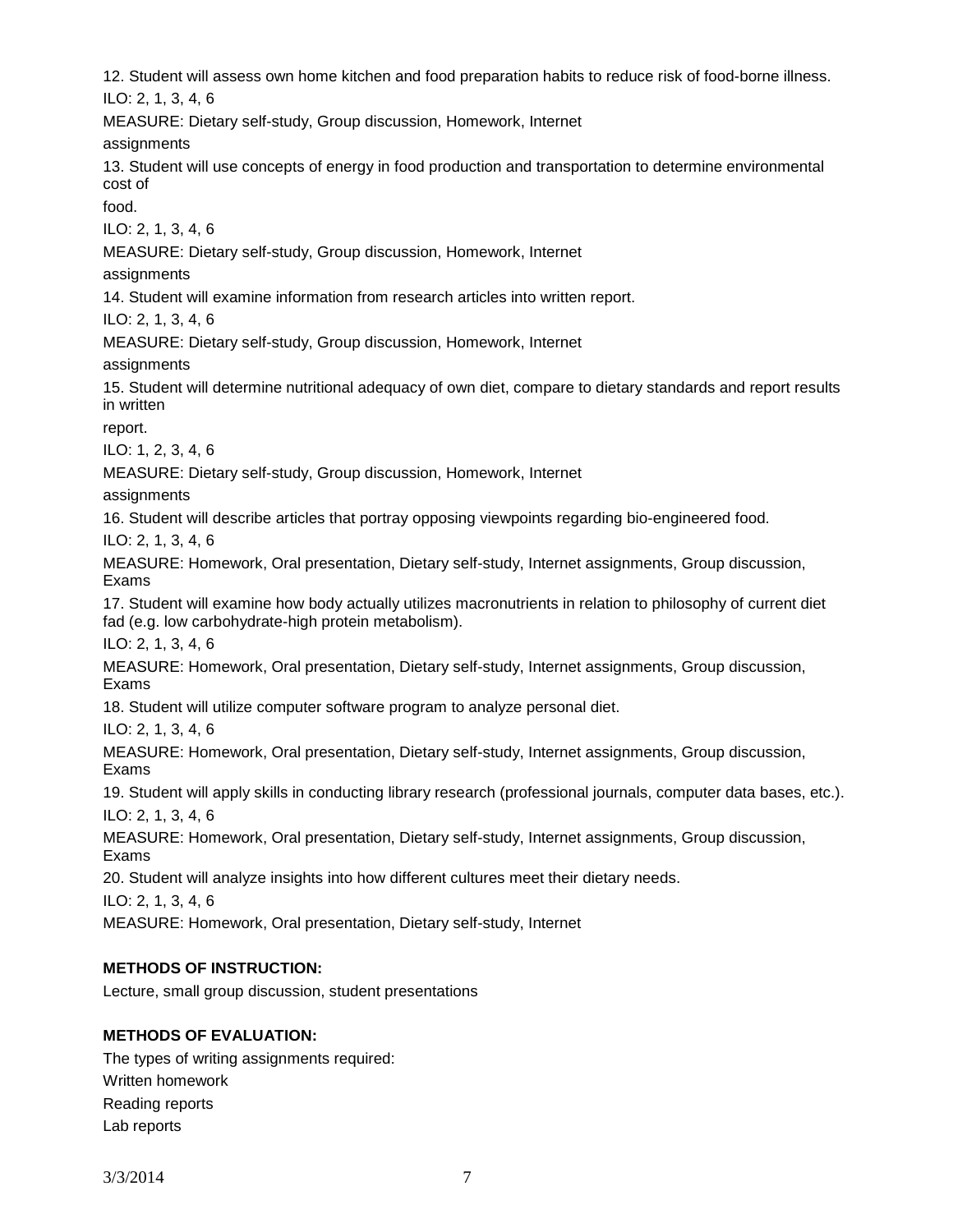12. Student will assess own home kitchen and food preparation habits to reduce risk of food-borne illness.

ILO: 2, 1, 3, 4, 6

MEASURE: Dietary self-study, Group discussion, Homework, Internet assignments

13. Student will use concepts of energy in food production and transportation to determine environmental cost of food.

ILO: 2, 1, 3, 4, 6

MEASURE: Dietary self-study, Group discussion, Homework, Internet assignments

14. Student will examine information from research articles into written report.

ILO: 2, 1, 3, 4, 6

MEASURE: Dietary self-study, Group discussion, Homework, Internet assignments

15. Student will determine nutritional adequacy of own diet, compare to dietary standards and report results in written report.

ILO: 1, 2, 3, 4, 6

MEASURE: Dietary self-study, Group discussion, Homework, Internet assignments

16. Student will describe articles that portray opposing viewpoints regarding bio-engineered food.

ILO: 2, 1, 3, 4, 6

MEASURE: Homework, Oral presentation, Dietary self-study, Internet assignments, Group discussion, Exams

17. Student will examine how body actually utilizes macronutrients in relation to philosophy of current diet fad (e.g. low carbohydrate-high protein metabolism).

ILO: 2, 1, 3, 4, 6

MEASURE: Homework, Oral presentation, Dietary self-study, Internet assignments, Group discussion, Exams

18. Student will utilize computer software program to analyze personal diet.

ILO: 2, 1, 3, 4, 6

MEASURE: Homework, Oral presentation, Dietary self-study, Internet assignments, Group discussion, Exams

19. Student will apply skills in conducting library research (professional journals, computer data bases, etc.).

ILO: 2, 1, 3, 4, 6

MEASURE: Homework, Oral presentation, Dietary self-study, Internet assignments, Group discussion, Exams

20. Student will analyze insights into how different cultures meet their dietary needs.

ILO: 2, 1, 3, 4, 6

MEASURE: Homework, Oral presentation, Dietary self-study, Internet

**METHODS OF INSTRUCTION:**

Lecture, small group discussion, student presentations

**METHODS OF EVALUATION:**

The types of writing assignments required:

Written homework

Reading reports

Lab reports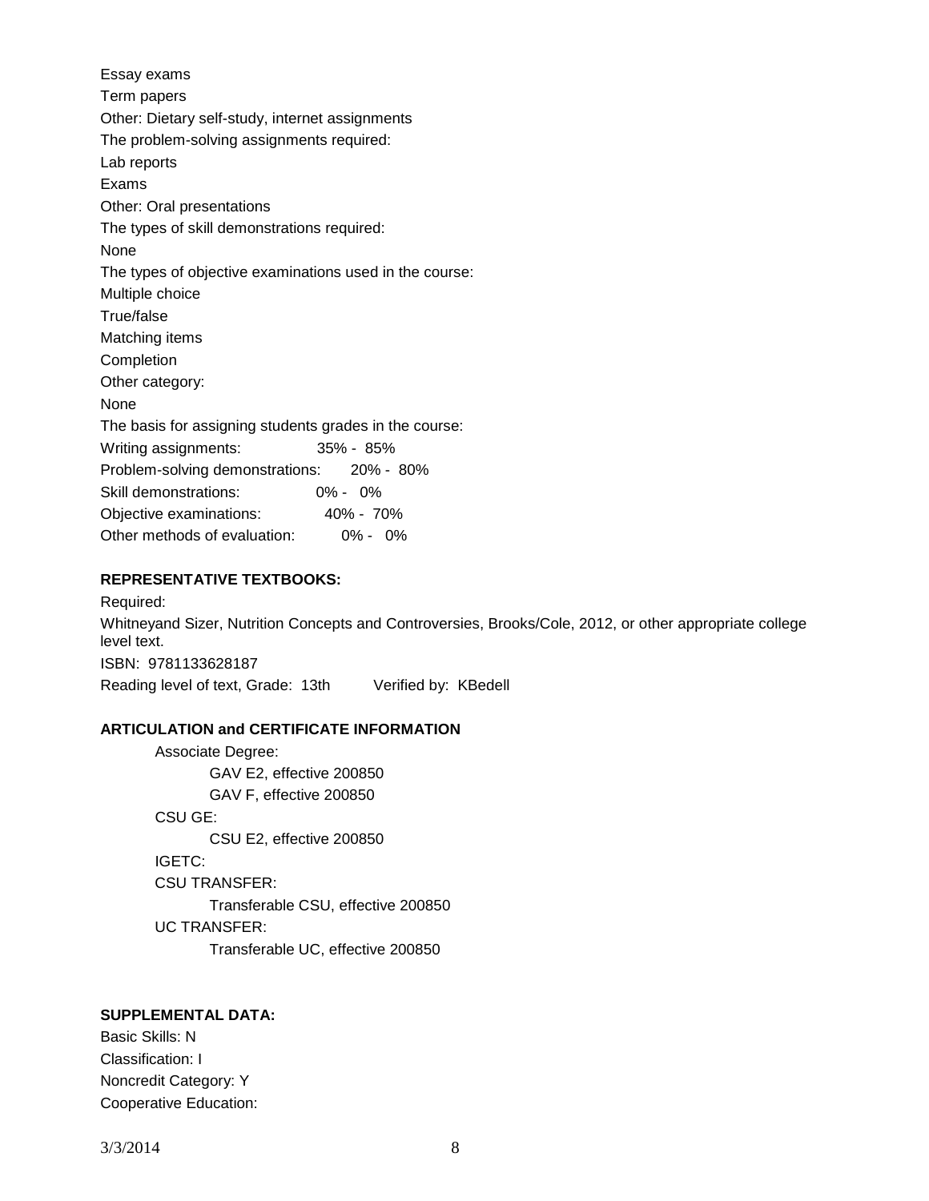Essay exams

Term papers

Other: Dietary self-study, internet assignments

The problem-solving assignments required:

Lab reports

Exams

Other: Oral presentations

The types of skill demonstrations required:

None

The types of objective examinations used in the course:

Multiple choice

True/false

Matching items

Completion

Other category:

None

The basis for assigning students grades in the course:

| | |
|---|---|
| Writing assignments: | 35% - 85% |
| Problem-solving demonstrations: | 20% - 80% |
| Skill demonstrations: | 0% - 0% |
| Objective examinations: | 40% - 70% |
| Other methods of evaluation: | 0% - 0% |

**REPRESENTATIVE TEXTBOOKS:**

Required:

Whitneyand Sizer, Nutrition Concepts and Controversies, Brooks/Cole, 2012, or other appropriate college level text.

ISBN: 9781133628187

Reading level of text, Grade: 13th Verified by: KBedell

**ARTICULATION and CERTIFICATE INFORMATION**

Associate Degree:
- GAV E2, effective 200850
- GAV F, effective 200850

CSU GE:
- CSU E2, effective 200850

IGETC:

CSU TRANSFER:
- Transferable CSU, effective 200850

UC TRANSFER:
- Transferable UC, effective 200850

**SUPPLEMENTAL DATA:**

Basic Skills: N

Classification: I

Noncredit Category: Y

Cooperative Education: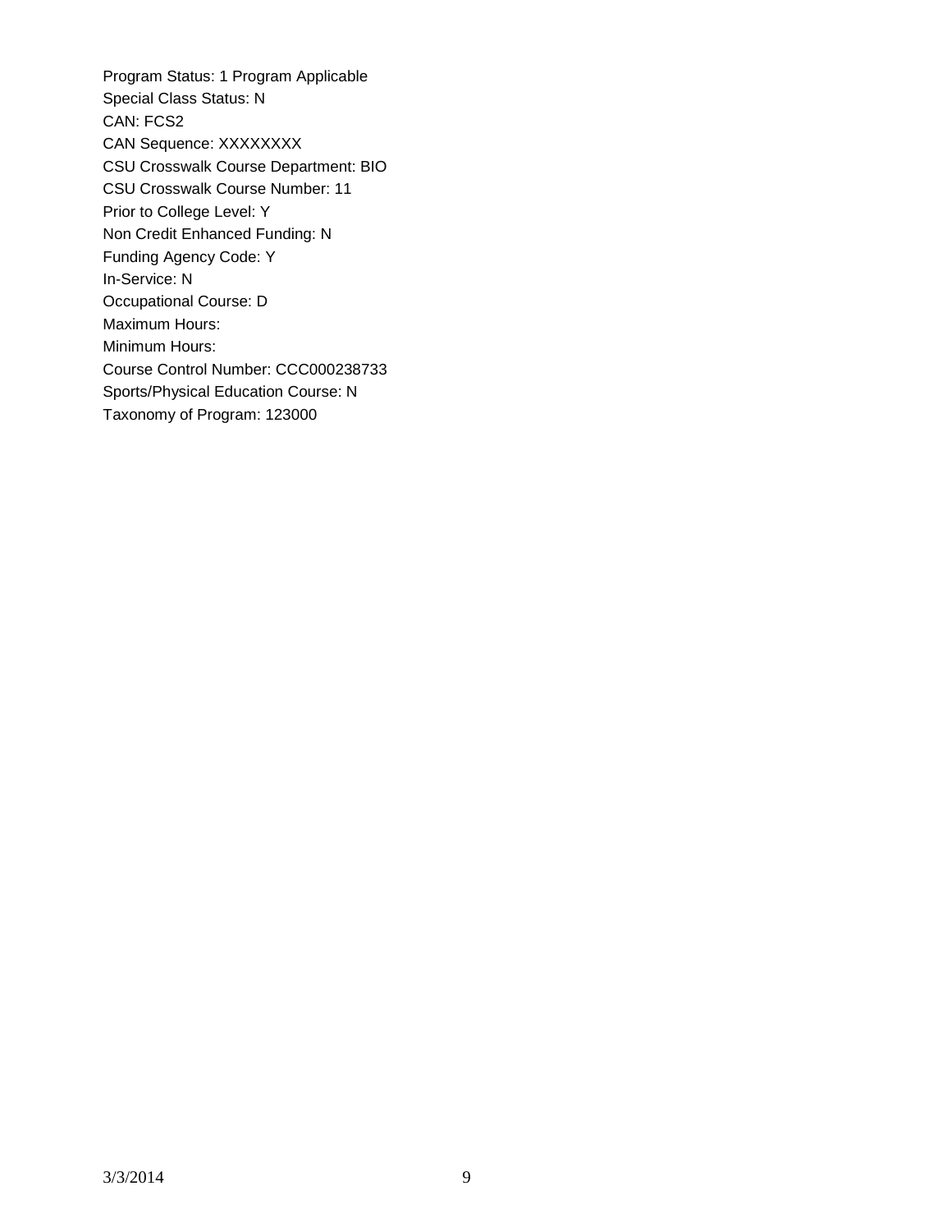Program Status: 1 Program Applicable
Special Class Status: N
CAN: FCS2
CAN Sequence: XXXXXXXX
CSU Crosswalk Course Department: BIO
CSU Crosswalk Course Number: 11
Prior to College Level: Y
Non Credit Enhanced Funding: N
Funding Agency Code: Y
In-Service: N
Occupational Course: D
Maximum Hours:
Minimum Hours:
Course Control Number: CCC000238733
Sports/Physical Education Course: N
Taxonomy of Program: 123000